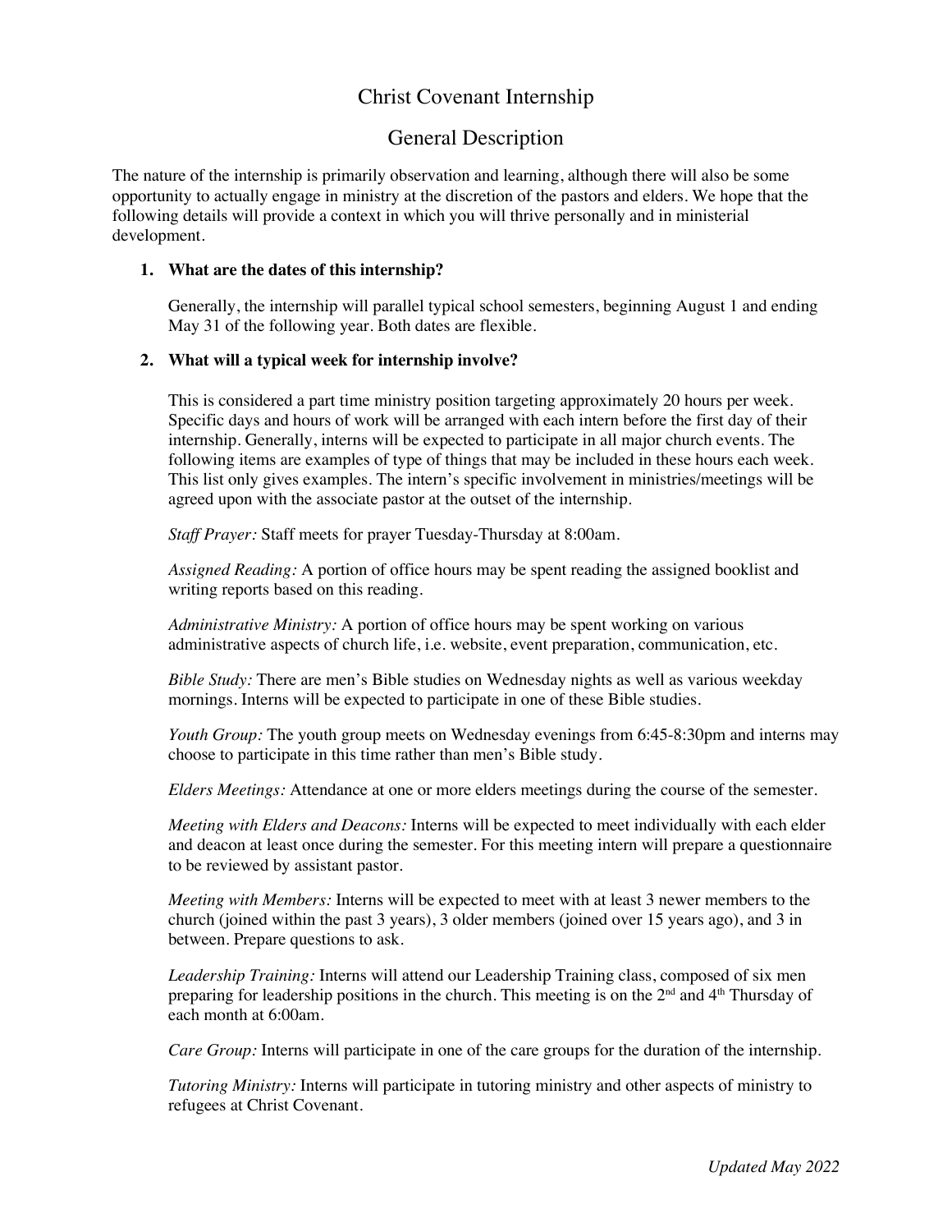# Christ Covenant Internship

## General Description

The nature of the internship is primarily observation and learning, although there will also be some opportunity to actually engage in ministry at the discretion of the pastors and elders. We hope that the following details will provide a context in which you will thrive personally and in ministerial development.

1. **What are the dates of this internship?**

   Generally, the internship will parallel typical school semesters, beginning August 1 and ending May 31 of the following year. Both dates are flexible.

2. **What will a typical week for internship involve?**

   This is considered a part time ministry position targeting approximately 20 hours per week. Specific days and hours of work will be arranged with each intern before the first day of their internship. Generally, interns will be expected to participate in all major church events. The following items are examples of type of things that may be included in these hours each week. This list only gives examples. The intern's specific involvement in ministries/meetings will be agreed upon with the associate pastor at the outset of the internship.

   *Staff Prayer:* Staff meets for prayer Tuesday-Thursday at 8:00am.

   *Assigned Reading:* A portion of office hours may be spent reading the assigned booklist and writing reports based on this reading.

   *Administrative Ministry:* A portion of office hours may be spent working on various administrative aspects of church life, i.e. website, event preparation, communication, etc.

   *Bible Study:* There are men's Bible studies on Wednesday nights as well as various weekday mornings. Interns will be expected to participate in one of these Bible studies.

   *Youth Group:* The youth group meets on Wednesday evenings from 6:45-8:30pm and interns may choose to participate in this time rather than men's Bible study.

   *Elders Meetings:* Attendance at one or more elders meetings during the course of the semester.

   *Meeting with Elders and Deacons:* Interns will be expected to meet individually with each elder and deacon at least once during the semester. For this meeting intern will prepare a questionnaire to be reviewed by assistant pastor.

   *Meeting with Members:* Interns will be expected to meet with at least 3 newer members to the church (joined within the past 3 years), 3 older members (joined over 15 years ago), and 3 in between. Prepare questions to ask.

   *Leadership Training:* Interns will attend our Leadership Training class, composed of six men preparing for leadership positions in the church. This meeting is on the 2nd and 4th Thursday of each month at 6:00am.

   *Care Group:* Interns will participate in one of the care groups for the duration of the internship.

   *Tutoring Ministry:* Interns will participate in tutoring ministry and other aspects of ministry to refugees at Christ Covenant.

*Updated May 2022*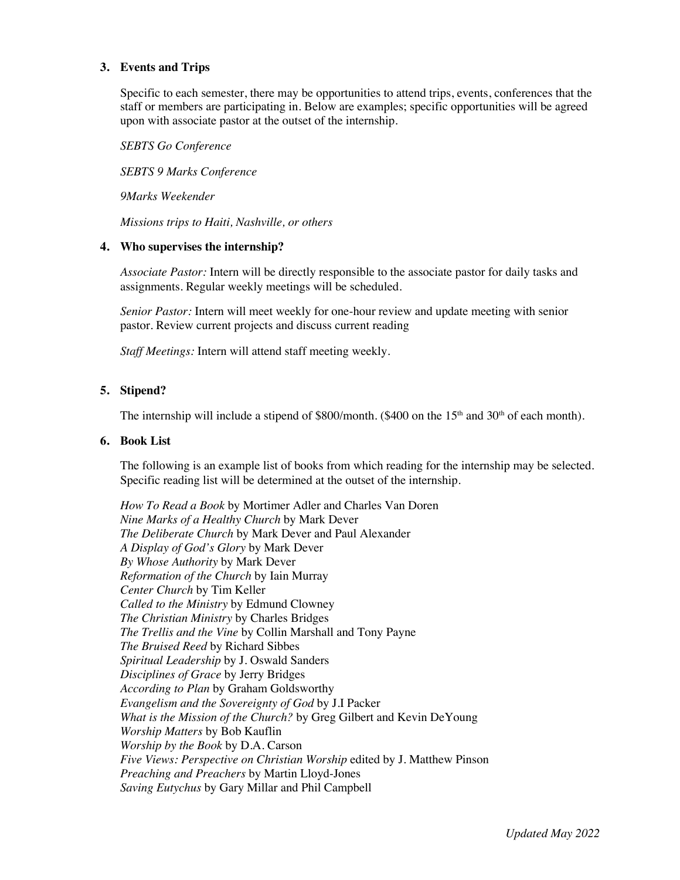### 3. Events and Trips

Specific to each semester, there may be opportunities to attend trips, events, conferences that the staff or members are participating in. Below are examples; specific opportunities will be agreed upon with associate pastor at the outset of the internship.

*SEBTS Go Conference*

*SEBTS 9 Marks Conference*

*9Marks Weekender*

*Missions trips to Haiti, Nashville, or others*

### 4. Who supervises the internship?

*Associate Pastor:* Intern will be directly responsible to the associate pastor for daily tasks and assignments. Regular weekly meetings will be scheduled.

*Senior Pastor:* Intern will meet weekly for one-hour review and update meeting with senior pastor. Review current projects and discuss current reading

*Staff Meetings:* Intern will attend staff meeting weekly.

### 5. Stipend?

The internship will include a stipend of $800/month. ($400 on the 15th and 30th of each month).

### 6. Book List

The following is an example list of books from which reading for the internship may be selected. Specific reading list will be determined at the outset of the internship.

*How To Read a Book* by Mortimer Adler and Charles Van Doren
*Nine Marks of a Healthy Church* by Mark Dever
*The Deliberate Church* by Mark Dever and Paul Alexander
*A Display of God's Glory* by Mark Dever
*By Whose Authority* by Mark Dever
*Reformation of the Church* by Iain Murray
*Center Church* by Tim Keller
*Called to the Ministry* by Edmund Clowney
*The Christian Ministry* by Charles Bridges
*The Trellis and the Vine* by Collin Marshall and Tony Payne
*The Bruised Reed* by Richard Sibbes
*Spiritual Leadership* by J. Oswald Sanders
*Disciplines of Grace* by Jerry Bridges
*According to Plan* by Graham Goldsworthy
*Evangelism and the Sovereignty of God* by J.I Packer
*What is the Mission of the Church?* by Greg Gilbert and Kevin DeYoung
*Worship Matters* by Bob Kauflin
*Worship by the Book* by D.A. Carson
*Five Views: Perspective on Christian Worship* edited by J. Matthew Pinson
*Preaching and Preachers* by Martin Lloyd-Jones
*Saving Eutychus* by Gary Millar and Phil Campbell

*Updated May 2022*